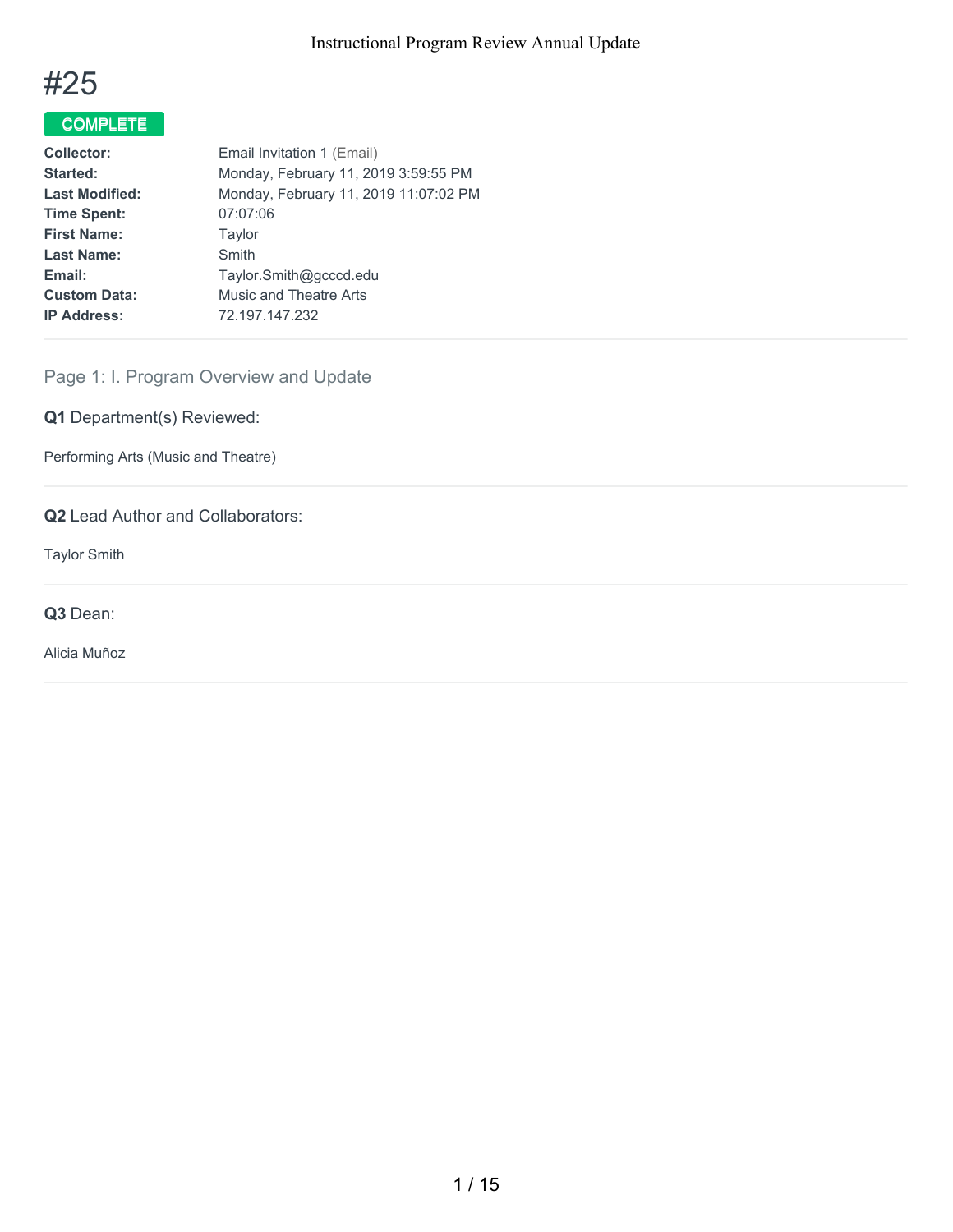# #25

**COMPLETE**

| | |
|---|---|
| **Collector:** | Email Invitation 1 (Email) |
| **Started:** | Monday, February 11, 2019 3:59:55 PM |
| **Last Modified:** | Monday, February 11, 2019 11:07:02 PM |
| **Time Spent:** | 07:07:06 |
| **First Name:** | Taylor |
| **Last Name:** | Smith |
| **Email:** | Taylor.Smith@gcccd.edu |
| **Custom Data:** | Music and Theatre Arts |
| **IP Address:** | 72.197.147.232 |

## Page 1: I. Program Overview and Update

### Q1 Department(s) Reviewed:

Performing Arts (Music and Theatre)

### Q2 Lead Author and Collaborators:

Taylor Smith

### Q3 Dean:

Alicia Muñoz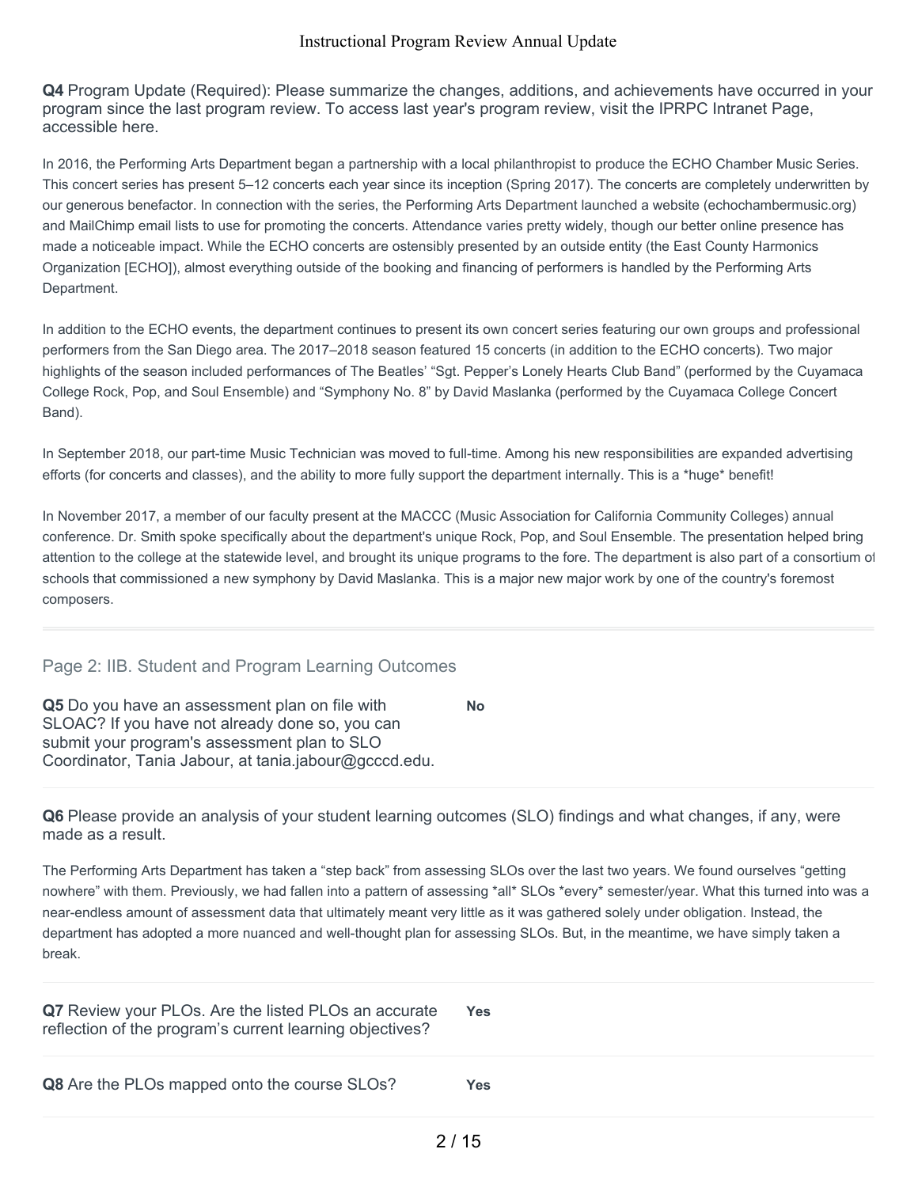**Q4** Program Update (Required): Please summarize the changes, additions, and achievements have occurred in your program since the last program review. To access last year's program review, visit the IPRPC Intranet Page, accessible here.

In 2016, the Performing Arts Department began a partnership with a local philanthropist to produce the ECHO Chamber Music Series. This concert series has present 5–12 concerts each year since its inception (Spring 2017). The concerts are completely underwritten by our generous benefactor. In connection with the series, the Performing Arts Department launched a website (echochambermusic.org) and MailChimp email lists to use for promoting the concerts. Attendance varies pretty widely, though our better online presence has made a noticeable impact. While the ECHO concerts are ostensibly presented by an outside entity (the East County Harmonics Organization [ECHO]), almost everything outside of the booking and financing of performers is handled by the Performing Arts Department.

In addition to the ECHO events, the department continues to present its own concert series featuring our own groups and professional performers from the San Diego area. The 2017–2018 season featured 15 concerts (in addition to the ECHO concerts). Two major highlights of the season included performances of The Beatles' "Sgt. Pepper's Lonely Hearts Club Band" (performed by the Cuyamaca College Rock, Pop, and Soul Ensemble) and "Symphony No. 8" by David Maslanka (performed by the Cuyamaca College Concert Band).

In September 2018, our part-time Music Technician was moved to full-time. Among his new responsibilities are expanded advertising efforts (for concerts and classes), and the ability to more fully support the department internally. This is a *huge* benefit!

In November 2017, a member of our faculty present at the MACCC (Music Association for California Community Colleges) annual conference. Dr. Smith spoke specifically about the department's unique Rock, Pop, and Soul Ensemble. The presentation helped bring attention to the college at the statewide level, and brought its unique programs to the fore. The department is also part of a consortium of schools that commissioned a new symphony by David Maslanka. This is a major new major work by one of the country's foremost composers.

## Page 2: IIB. Student and Program Learning Outcomes

**Q5** Do you have an assessment plan on file with SLOAC? If you have not already done so, you can submit your program's assessment plan to SLO Coordinator, Tania Jabour, at tania.jabour@gcccd.edu.

**No**

**Q6** Please provide an analysis of your student learning outcomes (SLO) findings and what changes, if any, were made as a result.

The Performing Arts Department has taken a "step back" from assessing SLOs over the last two years. We found ourselves "getting nowhere" with them. Previously, we had fallen into a pattern of assessing *all* SLOs *every* semester/year. What this turned into was a near-endless amount of assessment data that ultimately meant very little as it was gathered solely under obligation. Instead, the department has adopted a more nuanced and well-thought plan for assessing SLOs. But, in the meantime, we have simply taken a break.

**Q7** Review your PLOs. Are the listed PLOs an accurate reflection of the program's current learning objectives?

**Yes**

**Q8** Are the PLOs mapped onto the course SLOs?

**Yes**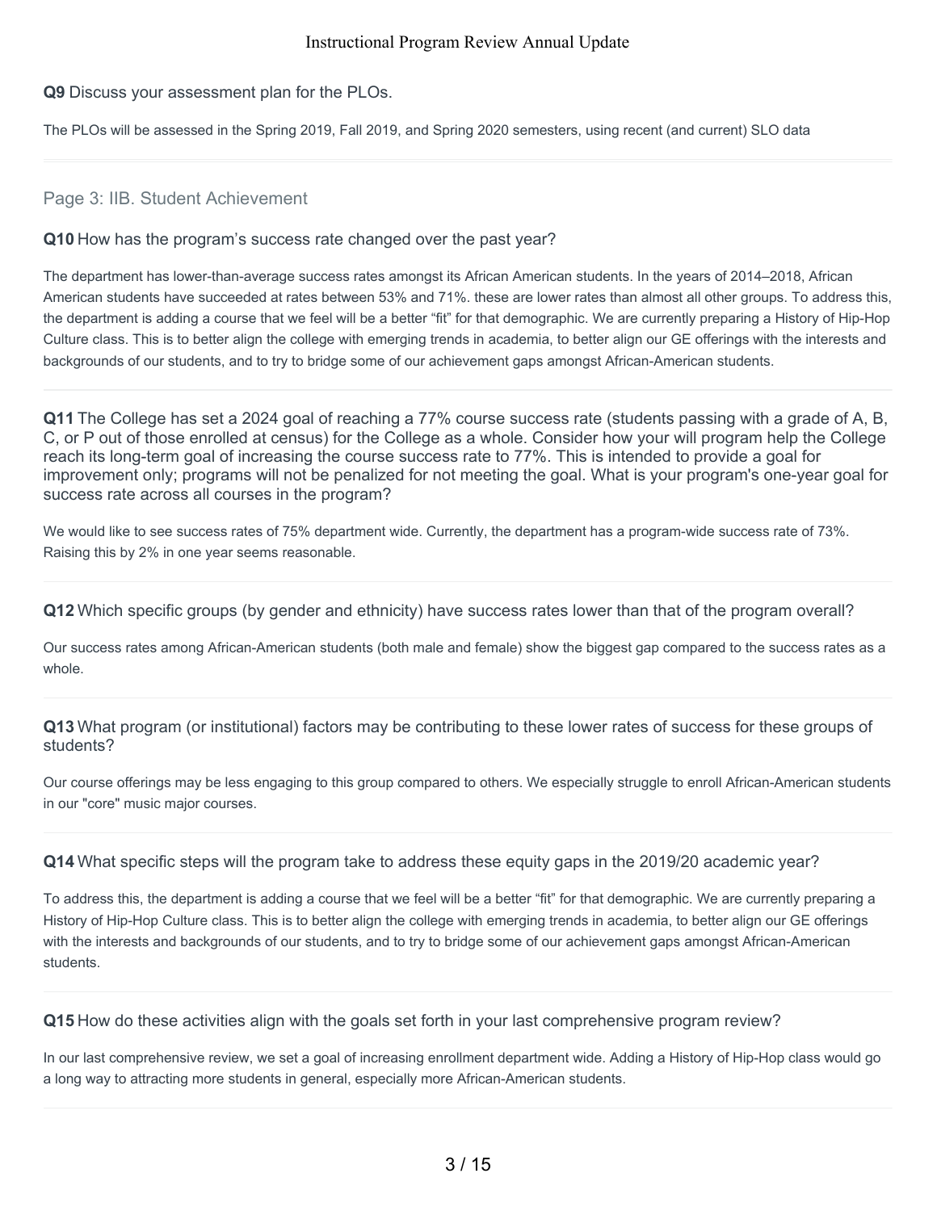**Q9** Discuss your assessment plan for the PLOs.

The PLOs will be assessed in the Spring 2019, Fall 2019, and Spring 2020 semesters, using recent (and current) SLO data

## Page 3: IIB. Student Achievement

**Q10** How has the program's success rate changed over the past year?

The department has lower-than-average success rates amongst its African American students. In the years of 2014–2018, African American students have succeeded at rates between 53% and 71%. these are lower rates than almost all other groups. To address this, the department is adding a course that we feel will be a better "fit" for that demographic. We are currently preparing a History of Hip-Hop Culture class. This is to better align the college with emerging trends in academia, to better align our GE offerings with the interests and backgrounds of our students, and to try to bridge some of our achievement gaps amongst African-American students.

**Q11** The College has set a 2024 goal of reaching a 77% course success rate (students passing with a grade of A, B, C, or P out of those enrolled at census) for the College as a whole. Consider how your will program help the College reach its long-term goal of increasing the course success rate to 77%. This is intended to provide a goal for improvement only; programs will not be penalized for not meeting the goal. What is your program's one-year goal for success rate across all courses in the program?

We would like to see success rates of 75% department wide. Currently, the department has a program-wide success rate of 73%. Raising this by 2% in one year seems reasonable.

**Q12** Which specific groups (by gender and ethnicity) have success rates lower than that of the program overall?

Our success rates among African-American students (both male and female) show the biggest gap compared to the success rates as a whole.

**Q13** What program (or institutional) factors may be contributing to these lower rates of success for these groups of students?

Our course offerings may be less engaging to this group compared to others. We especially struggle to enroll African-American students in our "core" music major courses.

**Q14** What specific steps will the program take to address these equity gaps in the 2019/20 academic year?

To address this, the department is adding a course that we feel will be a better "fit" for that demographic. We are currently preparing a History of Hip-Hop Culture class. This is to better align the college with emerging trends in academia, to better align our GE offerings with the interests and backgrounds of our students, and to try to bridge some of our achievement gaps amongst African-American students.

**Q15** How do these activities align with the goals set forth in your last comprehensive program review?

In our last comprehensive review, we set a goal of increasing enrollment department wide. Adding a History of Hip-Hop class would go a long way to attracting more students in general, especially more African-American students.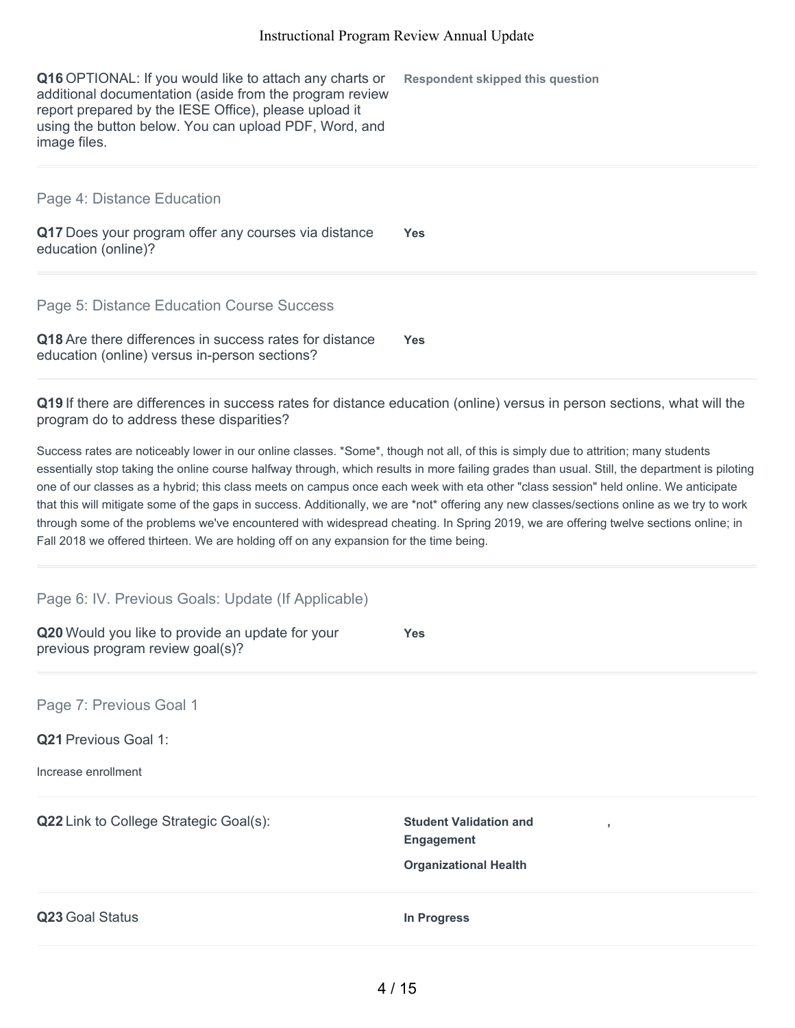**Q16** OPTIONAL: If you would like to attach any charts or additional documentation (aside from the program review report prepared by the IESE Office), please upload it using the button below. You can upload PDF, Word, and image files.

**Respondent skipped this question**

## Page 4: Distance Education

**Q17** Does your program offer any courses via distance education (online)?

**Yes**

## Page 5: Distance Education Course Success

**Q18** Are there differences in success rates for distance education (online) versus in-person sections?

**Yes**

**Q19** If there are differences in success rates for distance education (online) versus in person sections, what will the program do to address these disparities?

Success rates are noticeably lower in our online classes. *Some*, though not all, of this is simply due to attrition; many students essentially stop taking the online course halfway through, which results in more failing grades than usual. Still, the department is piloting one of our classes as a hybrid; this class meets on campus once each week with eta other "class session" held online. We anticipate that this will mitigate some of the gaps in success. Additionally, we are *not* offering any new classes/sections online as we try to work through some of the problems we've encountered with widespread cheating. In Spring 2019, we are offering twelve sections online; in Fall 2018 we offered thirteen. We are holding off on any expansion for the time being.

## Page 6: IV. Previous Goals: Update (If Applicable)

**Q20** Would you like to provide an update for your previous program review goal(s)?

**Yes**

## Page 7: Previous Goal 1

**Q21** Previous Goal 1:

Increase enrollment

**Q22** Link to College Strategic Goal(s):

**Student Validation and Engagement** ,

**Organizational Health**

**Q23** Goal Status

**In Progress**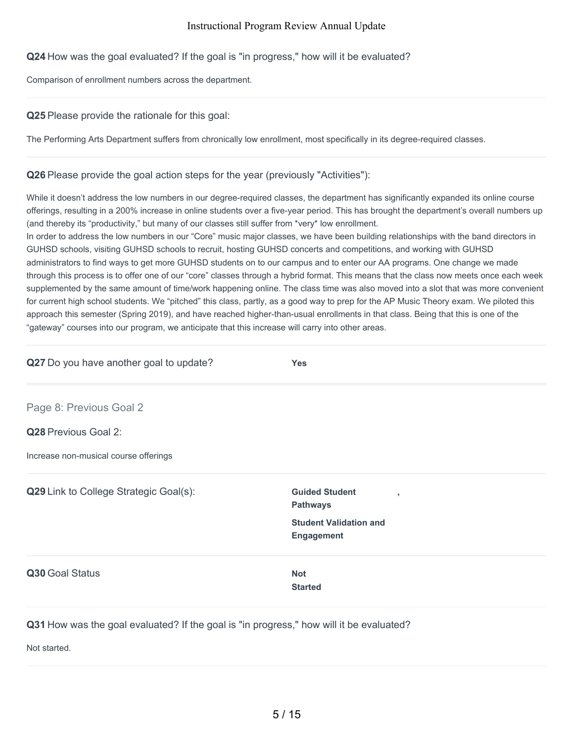**Q24** How was the goal evaluated? If the goal is "in progress," how will it be evaluated?

Comparison of enrollment numbers across the department.

---

**Q25** Please provide the rationale for this goal:

The Performing Arts Department suffers from chronically low enrollment, most specifically in its degree-required classes.

---

**Q26** Please provide the goal action steps for the year (previously "Activities"):

While it doesn't address the low numbers in our degree-required classes, the department has significantly expanded its online course offerings, resulting in a 200% increase in online students over a five-year period. This has brought the department's overall numbers up (and thereby its "productivity," but many of our classes still suffer from *very* low enrollment.
In order to address the low numbers in our "Core" music major classes, we have been building relationships with the band directors in GUHSD schools, visiting GUHSD schools to recruit, hosting GUHSD concerts and competitions, and working with GUHSD administrators to find ways to get more GUHSD students on to our campus and to enter our AA programs. One change we made through this process is to offer one of our "core" classes through a hybrid format. This means that the class now meets once each week supplemented by the same amount of time/work happening online. The class time was also moved into a slot that was more convenient for current high school students. We "pitched" this class, partly, as a good way to prep for the AP Music Theory exam. We piloted this approach this semester (Spring 2019), and have reached higher-than-usual enrollments in that class. Being that this is one of the "gateway" courses into our program, we anticipate that this increase will carry into other areas.

---

**Q27** Do you have another goal to update? **Yes**

---

## Page 8: Previous Goal 2

**Q28** Previous Goal 2:

Increase non-musical course offerings

---

**Q29** Link to College Strategic Goal(s):

**Guided Student Pathways** ,

**Student Validation and Engagement**

---

**Q30** Goal Status **Not Started**

---

**Q31** How was the goal evaluated? If the goal is "in progress," how will it be evaluated?

Not started.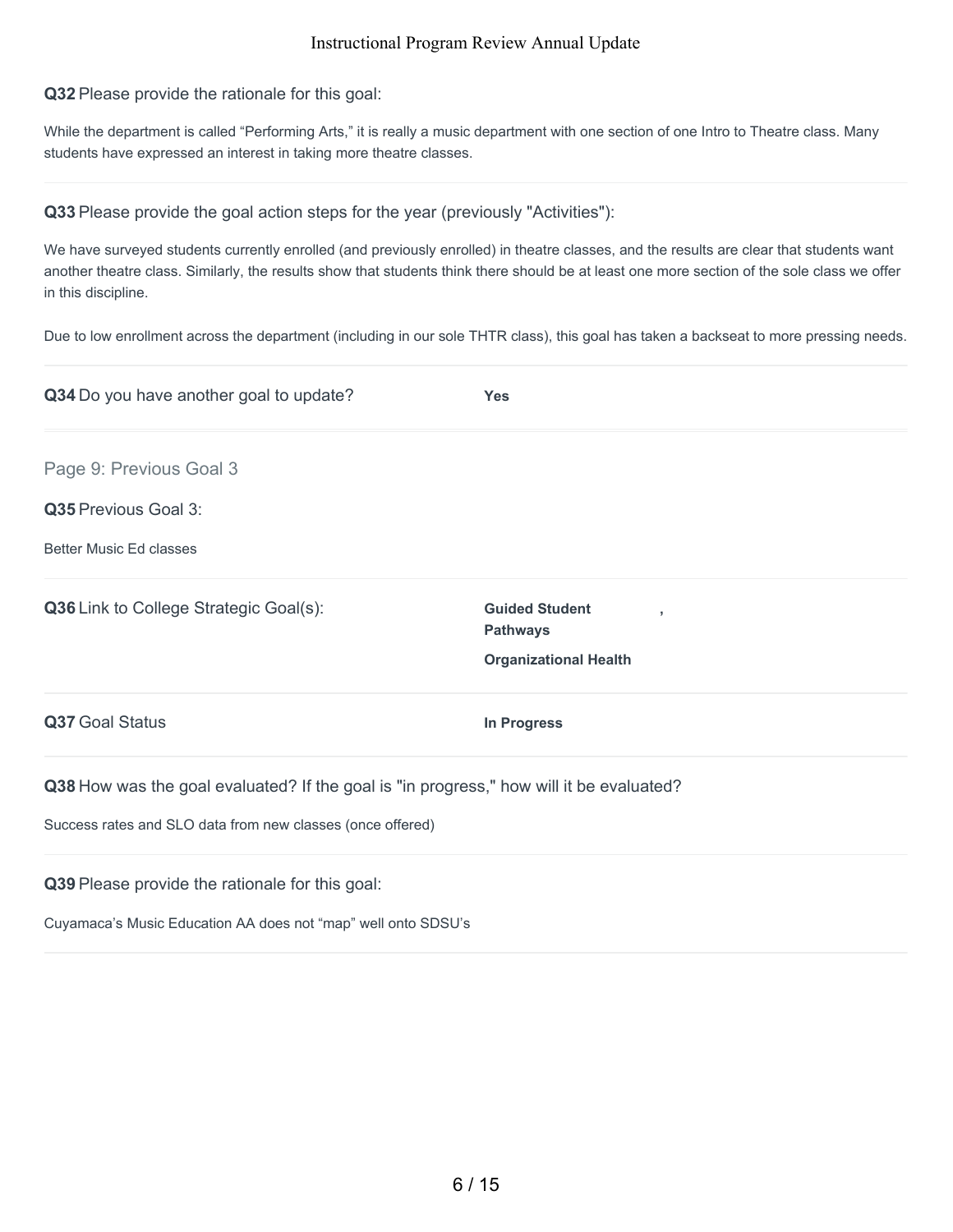**Q32** Please provide the rationale for this goal:

While the department is called “Performing Arts,” it is really a music department with one section of one Intro to Theatre class. Many students have expressed an interest in taking more theatre classes.

---

**Q33** Please provide the goal action steps for the year (previously "Activities"):

We have surveyed students currently enrolled (and previously enrolled) in theatre classes, and the results are clear that students want another theatre class. Similarly, the results show that students think there should be at least one more section of the sole class we offer in this discipline.

Due to low enrollment across the department (including in our sole THTR class), this goal has taken a backseat to more pressing needs.

---

**Q34** Do you have another goal to update? **Yes**

---

## Page 9: Previous Goal 3

**Q35** Previous Goal 3:

Better Music Ed classes

---

**Q36** Link to College Strategic Goal(s): **Guided Student Pathways** , **Organizational Health**

---

**Q37** Goal Status **In Progress**

---

**Q38** How was the goal evaluated? If the goal is "in progress," how will it be evaluated?

Success rates and SLO data from new classes (once offered)

---

**Q39** Please provide the rationale for this goal:

Cuyamaca’s Music Education AA does not “map” well onto SDSU’s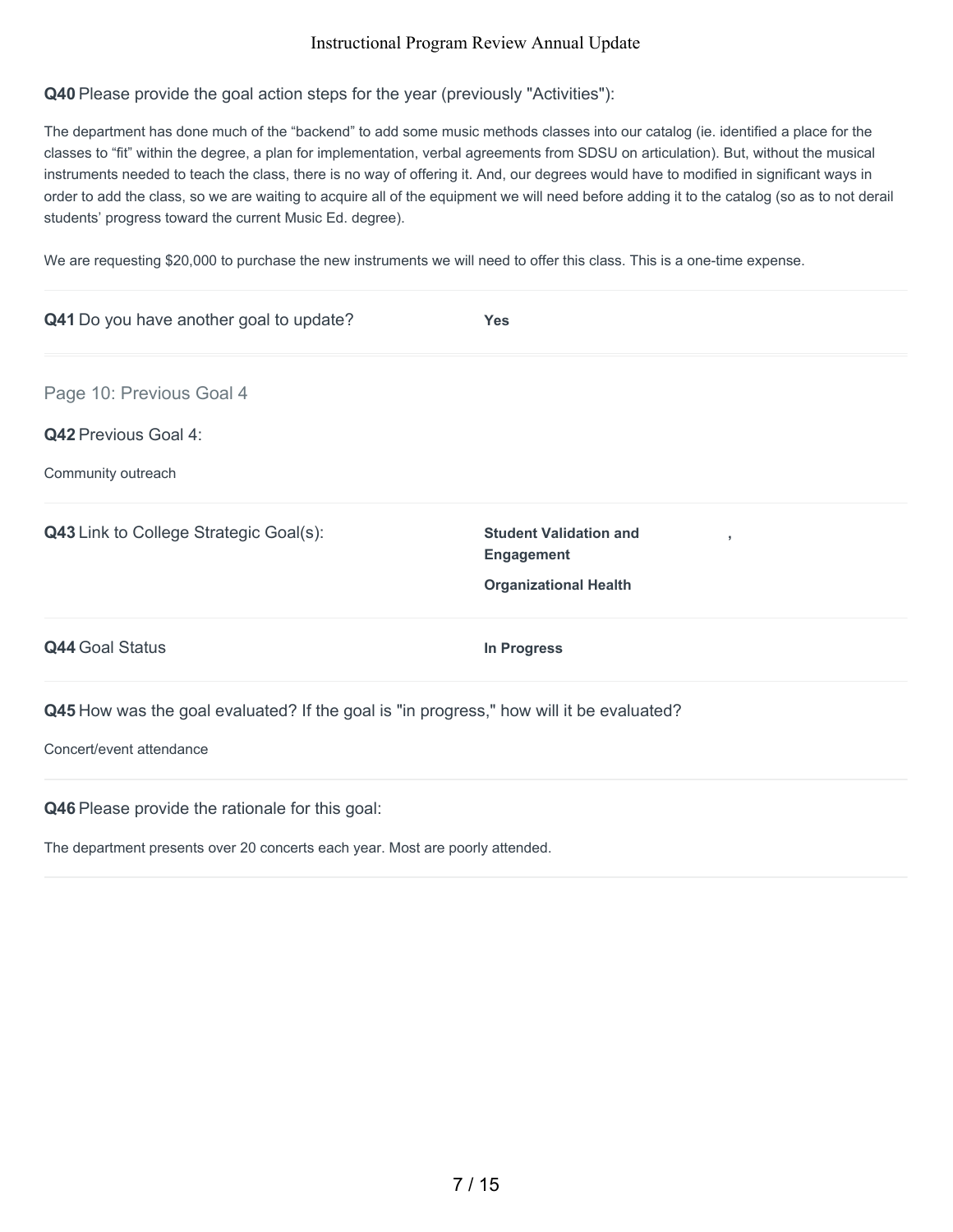**Q40** Please provide the goal action steps for the year (previously "Activities"):

The department has done much of the “backend” to add some music methods classes into our catalog (ie. identified a place for the classes to “fit” within the degree, a plan for implementation, verbal agreements from SDSU on articulation). But, without the musical instruments needed to teach the class, there is no way of offering it. And, our degrees would have to modified in significant ways in order to add the class, so we are waiting to acquire all of the equipment we will need before adding it to the catalog (so as to not derail students’ progress toward the current Music Ed. degree).

We are requesting $20,000 to purchase the new instruments we will need to offer this class. This is a one-time expense.

**Q41** Do you have another goal to update? **Yes**

## Page 10: Previous Goal 4

**Q42** Previous Goal 4:

Community outreach

**Q43** Link to College Strategic Goal(s):

**Student Validation and Engagement** ,

**Organizational Health**

**Q44** Goal Status **In Progress**

**Q45** How was the goal evaluated? If the goal is "in progress," how will it be evaluated?

Concert/event attendance

**Q46** Please provide the rationale for this goal:

The department presents over 20 concerts each year. Most are poorly attended.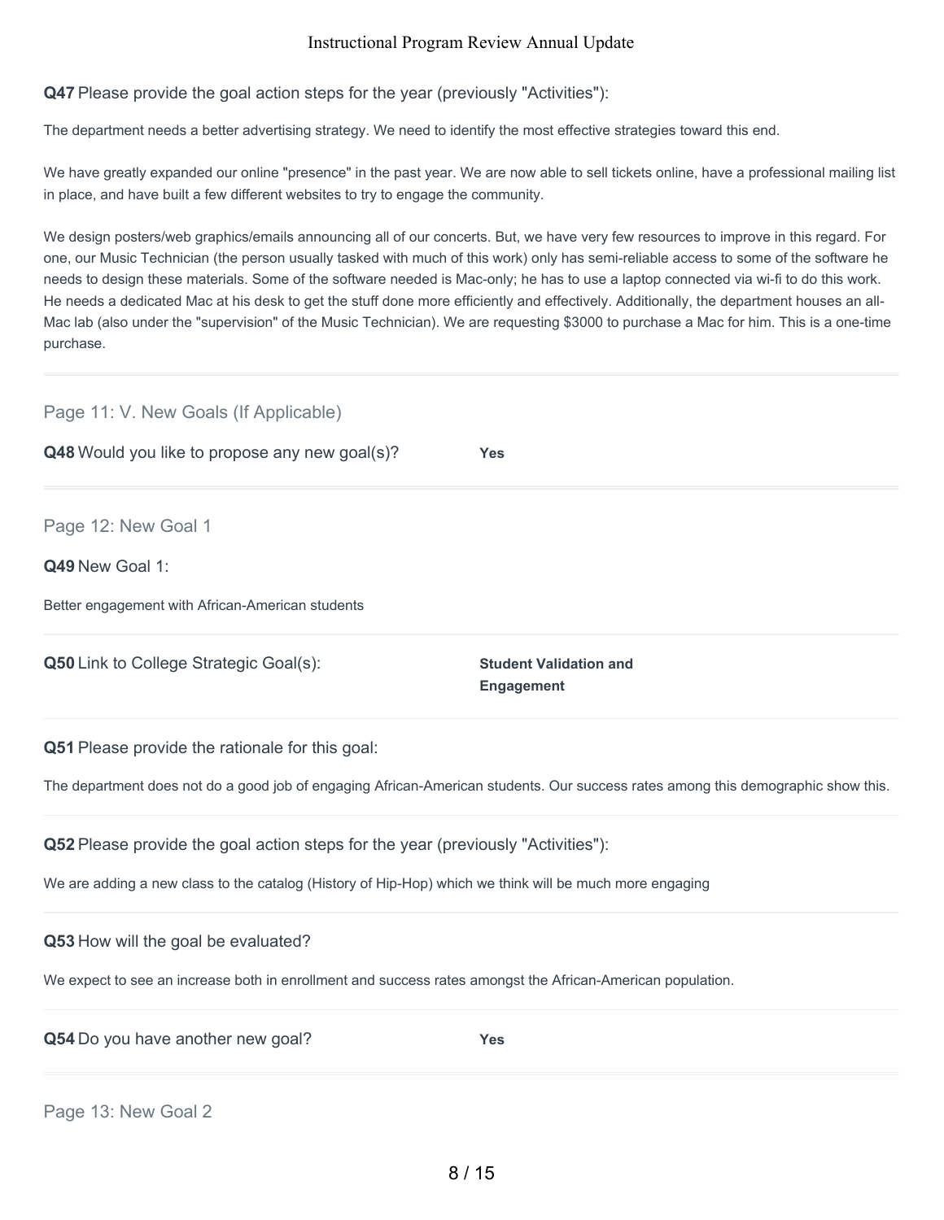**Q47** Please provide the goal action steps for the year (previously "Activities"):

The department needs a better advertising strategy. We need to identify the most effective strategies toward this end.

We have greatly expanded our online "presence" in the past year. We are now able to sell tickets online, have a professional mailing list in place, and have built a few different websites to try to engage the community.

We design posters/web graphics/emails announcing all of our concerts. But, we have very few resources to improve in this regard. For one, our Music Technician (the person usually tasked with much of this work) only has semi-reliable access to some of the software he needs to design these materials. Some of the software needed is Mac-only; he has to use a laptop connected via wi-fi to do this work. He needs a dedicated Mac at his desk to get the stuff done more efficiently and effectively. Additionally, the department houses an all-Mac lab (also under the "supervision" of the Music Technician). We are requesting $3000 to purchase a Mac for him. This is a one-time purchase.

## Page 11: V. New Goals (If Applicable)

**Q48** Would you like to propose any new goal(s)? **Yes**

## Page 12: New Goal 1

**Q49** New Goal 1:

Better engagement with African-American students

**Q50** Link to College Strategic Goal(s): **Student Validation and Engagement**

**Q51** Please provide the rationale for this goal:

The department does not do a good job of engaging African-American students. Our success rates among this demographic show this.

**Q52** Please provide the goal action steps for the year (previously "Activities"):

We are adding a new class to the catalog (History of Hip-Hop) which we think will be much more engaging

**Q53** How will the goal be evaluated?

We expect to see an increase both in enrollment and success rates amongst the African-American population.

**Q54** Do you have another new goal? **Yes**

## Page 13: New Goal 2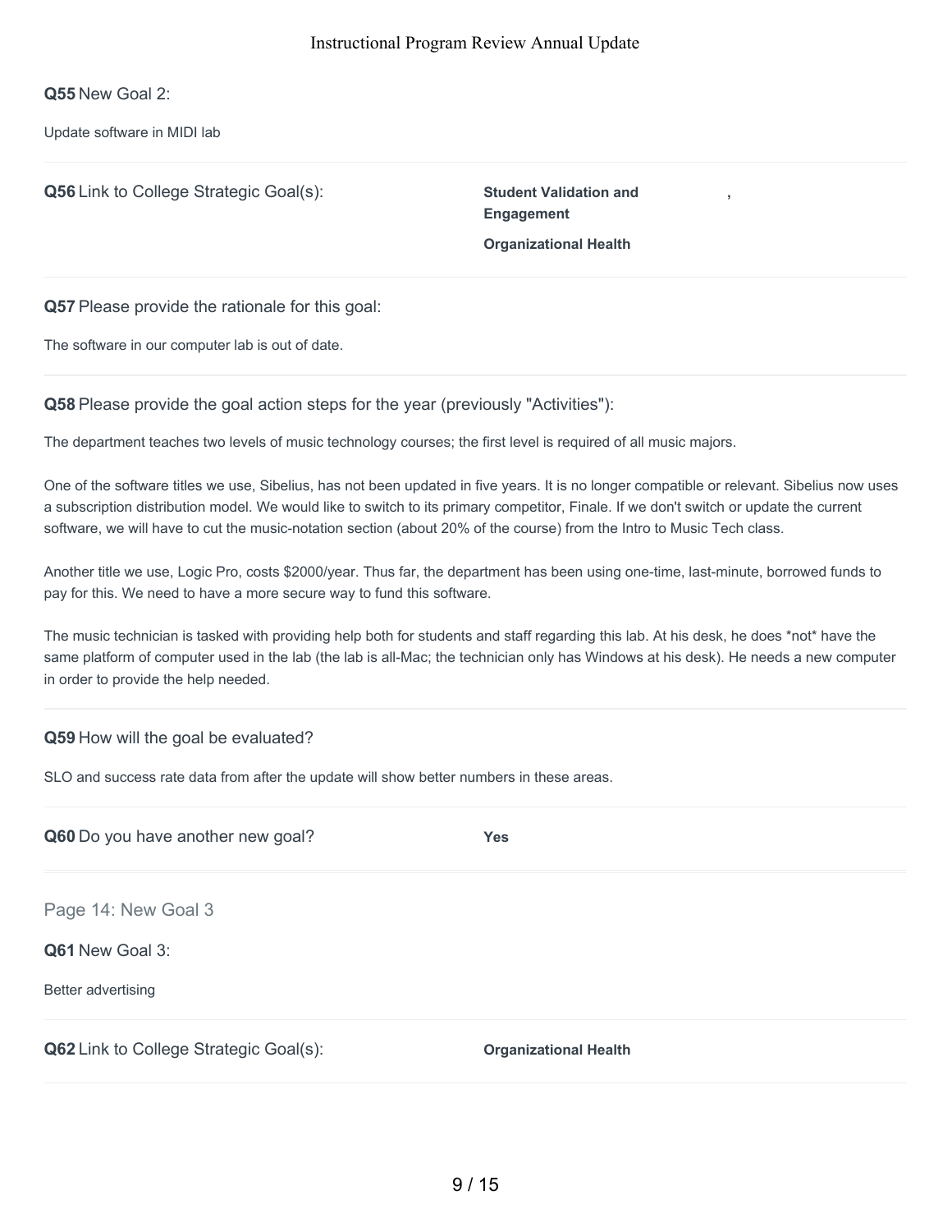**Q55** New Goal 2:

Update software in MIDI lab

**Q56** Link to College Strategic Goal(s):

**Student Validation and Engagement**,

**Organizational Health**

**Q57** Please provide the rationale for this goal:

The software in our computer lab is out of date.

**Q58** Please provide the goal action steps for the year (previously "Activities"):

The department teaches two levels of music technology courses; the first level is required of all music majors.

One of the software titles we use, Sibelius, has not been updated in five years. It is no longer compatible or relevant. Sibelius now uses a subscription distribution model. We would like to switch to its primary competitor, Finale. If we don't switch or update the current software, we will have to cut the music-notation section (about 20% of the course) from the Intro to Music Tech class.

Another title we use, Logic Pro, costs $2000/year. Thus far, the department has been using one-time, last-minute, borrowed funds to pay for this. We need to have a more secure way to fund this software.

The music technician is tasked with providing help both for students and staff regarding this lab. At his desk, he does *not* have the same platform of computer used in the lab (the lab is all-Mac; the technician only has Windows at his desk). He needs a new computer in order to provide the help needed.

**Q59** How will the goal be evaluated?

SLO and success rate data from after the update will show better numbers in these areas.

**Q60** Do you have another new goal?

**Yes**

## Page 14: New Goal 3

**Q61** New Goal 3:

Better advertising

**Q62** Link to College Strategic Goal(s):

**Organizational Health**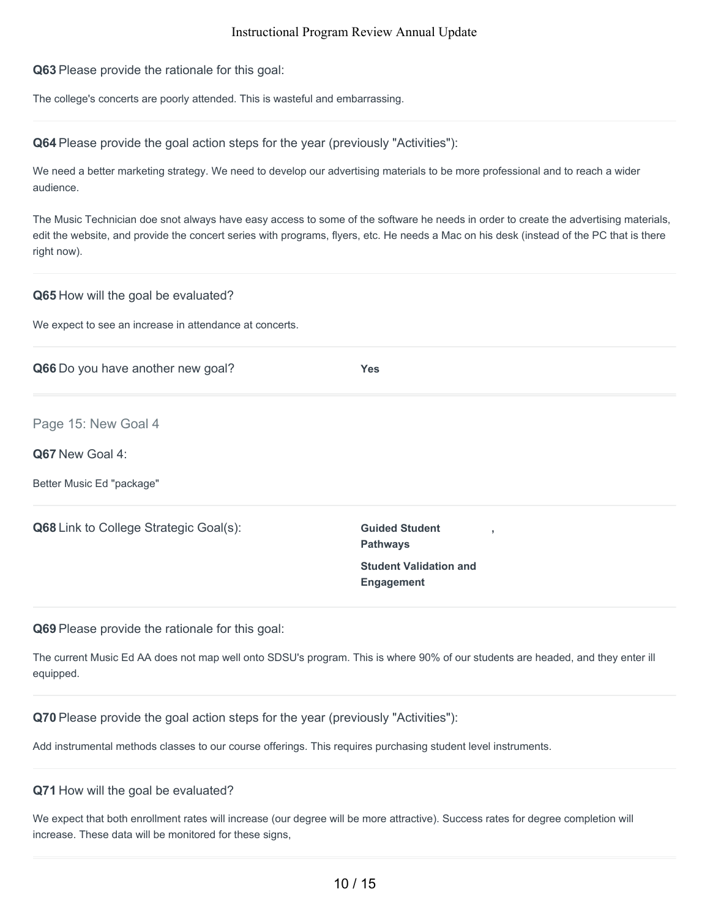**Q63** Please provide the rationale for this goal:

The college's concerts are poorly attended. This is wasteful and embarrassing.

**Q64** Please provide the goal action steps for the year (previously "Activities"):

We need a better marketing strategy. We need to develop our advertising materials to be more professional and to reach a wider audience.

The Music Technician doe snot always have easy access to some of the software he needs in order to create the advertising materials, edit the website, and provide the concert series with programs, flyers, etc. He needs a Mac on his desk (instead of the PC that is there right now).

**Q65** How will the goal be evaluated?

We expect to see an increase in attendance at concerts.

**Q66** Do you have another new goal? **Yes**

## Page 15: New Goal 4

**Q67** New Goal 4:

Better Music Ed "package"

**Q68** Link to College Strategic Goal(s): **Guided Student Pathways** , **Student Validation and Engagement**

**Q69** Please provide the rationale for this goal:

The current Music Ed AA does not map well onto SDSU's program. This is where 90% of our students are headed, and they enter ill equipped.

**Q70** Please provide the goal action steps for the year (previously "Activities"):

Add instrumental methods classes to our course offerings. This requires purchasing student level instruments.

**Q71** How will the goal be evaluated?

We expect that both enrollment rates will increase (our degree will be more attractive). Success rates for degree completion will increase. These data will be monitored for these signs,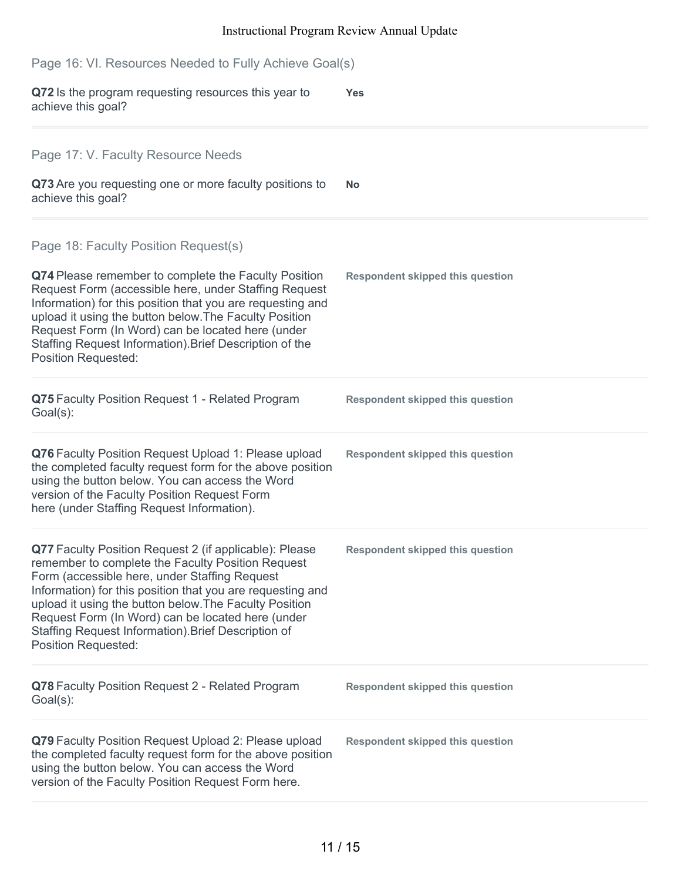## Page 16: VI. Resources Needed to Fully Achieve Goal(s)

**Q72** Is the program requesting resources this year to achieve this goal?

**Yes**

## Page 17: V. Faculty Resource Needs

**Q73** Are you requesting one or more faculty positions to achieve this goal?

**No**

## Page 18: Faculty Position Request(s)

**Q74** Please remember to complete the Faculty Position Request Form (accessible here, under Staffing Request Information) for this position that you are requesting and upload it using the button below.The Faculty Position Request Form (In Word) can be located here (under Staffing Request Information).Brief Description of the Position Requested:

**Respondent skipped this question**

**Q75** Faculty Position Request 1 - Related Program Goal(s):

**Respondent skipped this question**

**Q76** Faculty Position Request Upload 1: Please upload the completed faculty request form for the above position using the button below. You can access the Word version of the Faculty Position Request Form here (under Staffing Request Information).

**Respondent skipped this question**

**Q77** Faculty Position Request 2 (if applicable): Please remember to complete the Faculty Position Request Form (accessible here, under Staffing Request Information) for this position that you are requesting and upload it using the button below.The Faculty Position Request Form (In Word) can be located here (under Staffing Request Information).Brief Description of Position Requested:

**Respondent skipped this question**

**Q78** Faculty Position Request 2 - Related Program Goal(s):

**Respondent skipped this question**

**Q79** Faculty Position Request Upload 2: Please upload the completed faculty request form for the above position using the button below. You can access the Word version of the Faculty Position Request Form here.

**Respondent skipped this question**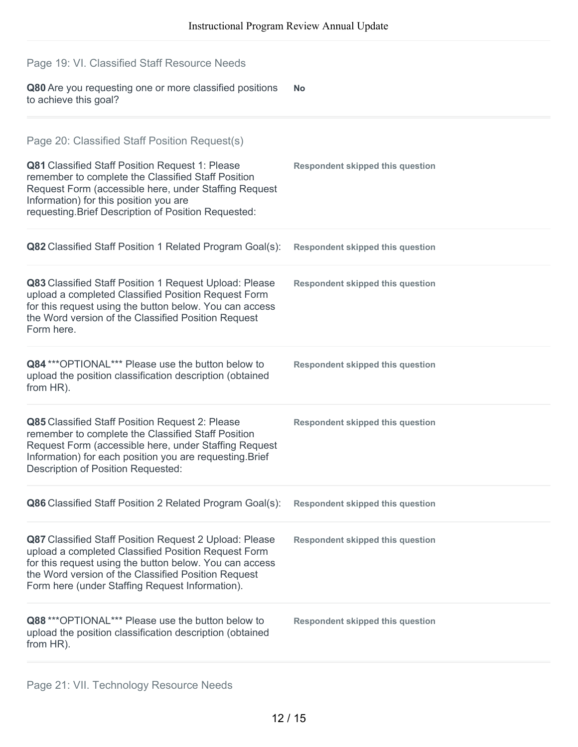## Page 19: VI. Classified Staff Resource Needs

**Q80** Are you requesting one or more classified positions to achieve this goal?

**No**

## Page 20: Classified Staff Position Request(s)

**Q81** Classified Staff Position Request 1: Please remember to complete the Classified Staff Position Request Form (accessible here, under Staffing Request Information) for this position you are requesting.Brief Description of Position Requested:

**Respondent skipped this question**

**Q82** Classified Staff Position 1 Related Program Goal(s):

**Respondent skipped this question**

**Q83** Classified Staff Position 1 Request Upload: Please upload a completed Classified Position Request Form for this request using the button below. You can access the Word version of the Classified Position Request Form here.

**Respondent skipped this question**

**Q84** ***OPTIONAL*** Please use the button below to upload the position classification description (obtained from HR).

**Respondent skipped this question**

**Q85** Classified Staff Position Request 2: Please remember to complete the Classified Staff Position Request Form (accessible here, under Staffing Request Information) for each position you are requesting.Brief Description of Position Requested:

**Respondent skipped this question**

**Q86** Classified Staff Position 2 Related Program Goal(s):

**Respondent skipped this question**

**Q87** Classified Staff Position Request 2 Upload: Please upload a completed Classified Position Request Form for this request using the button below. You can access the Word version of the Classified Position Request Form here (under Staffing Request Information).

**Respondent skipped this question**

**Q88** ***OPTIONAL*** Please use the button below to upload the position classification description (obtained from HR).

**Respondent skipped this question**

## Page 21: VII. Technology Resource Needs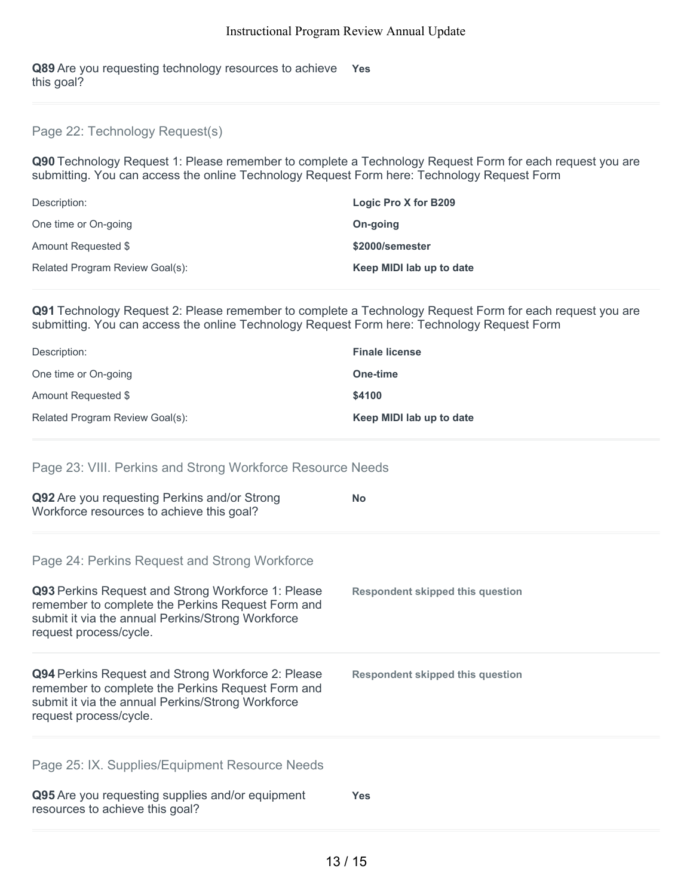**Q89** Are you requesting technology resources to achieve this goal? **Yes**

## Page 22: Technology Request(s)

**Q90** Technology Request 1: Please remember to complete a Technology Request Form for each request you are submitting. You can access the online Technology Request Form here: Technology Request Form

| | |
|---|---|
| Description: | **Logic Pro X for B209** |
| One time or On-going | **On-going** |
| Amount Requested $ | **$2000/semester** |
| Related Program Review Goal(s): | **Keep MIDI lab up to date** |

**Q91** Technology Request 2: Please remember to complete a Technology Request Form for each request you are submitting. You can access the online Technology Request Form here: Technology Request Form

| | |
|---|---|
| Description: | **Finale license** |
| One time or On-going | **One-time** |
| Amount Requested $ | **$4100** |
| Related Program Review Goal(s): | **Keep MIDI lab up to date** |

## Page 23: VIII. Perkins and Strong Workforce Resource Needs

**Q92** Are you requesting Perkins and/or Strong Workforce resources to achieve this goal? **No**

## Page 24: Perkins Request and Strong Workforce

**Q93** Perkins Request and Strong Workforce 1: Please remember to complete the Perkins Request Form and submit it via the annual Perkins/Strong Workforce request process/cycle. **Respondent skipped this question**

**Q94** Perkins Request and Strong Workforce 2: Please remember to complete the Perkins Request Form and submit it via the annual Perkins/Strong Workforce request process/cycle. **Respondent skipped this question**

## Page 25: IX. Supplies/Equipment Resource Needs

**Q95** Are you requesting supplies and/or equipment resources to achieve this goal? **Yes**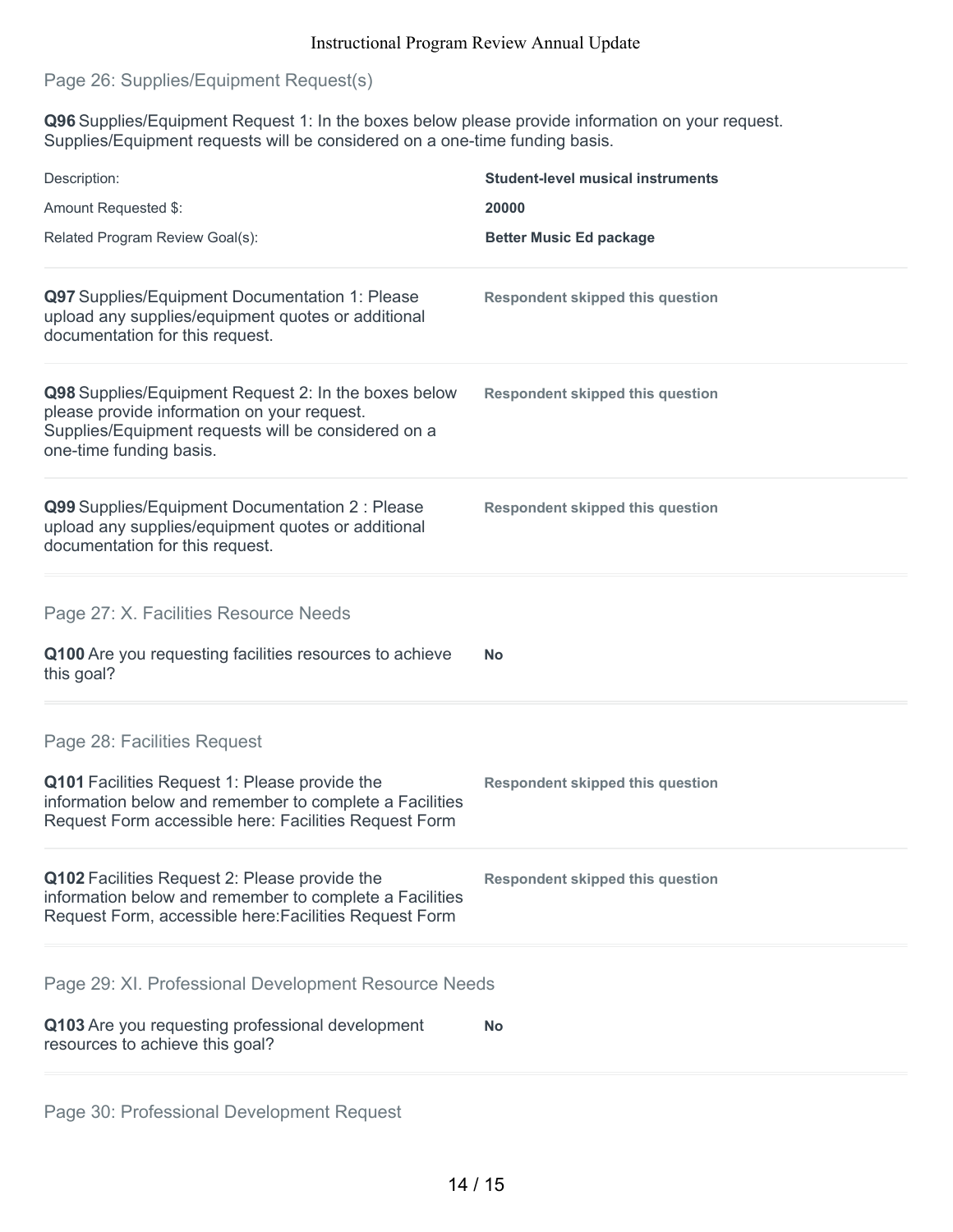## Page 26: Supplies/Equipment Request(s)

**Q96** Supplies/Equipment Request 1: In the boxes below please provide information on your request. Supplies/Equipment requests will be considered on a one-time funding basis.

| | |
|---|---|
| Description: | **Student-level musical instruments** |
| Amount Requested $: | **20000** |
| Related Program Review Goal(s): | **Better Music Ed package** |

**Q97** Supplies/Equipment Documentation 1: Please upload any supplies/equipment quotes or additional documentation for this request.

**Respondent skipped this question**

**Q98** Supplies/Equipment Request 2: In the boxes below please provide information on your request. Supplies/Equipment requests will be considered on a one-time funding basis.

**Respondent skipped this question**

**Q99** Supplies/Equipment Documentation 2 : Please upload any supplies/equipment quotes or additional documentation for this request.

**Respondent skipped this question**

## Page 27: X. Facilities Resource Needs

**Q100** Are you requesting facilities resources to achieve this goal?

**No**

## Page 28: Facilities Request

**Q101** Facilities Request 1: Please provide the information below and remember to complete a Facilities Request Form accessible here: Facilities Request Form

**Respondent skipped this question**

**Q102** Facilities Request 2: Please provide the information below and remember to complete a Facilities Request Form, accessible here:Facilities Request Form

**Respondent skipped this question**

## Page 29: XI. Professional Development Resource Needs

**Q103** Are you requesting professional development resources to achieve this goal?

**No**

## Page 30: Professional Development Request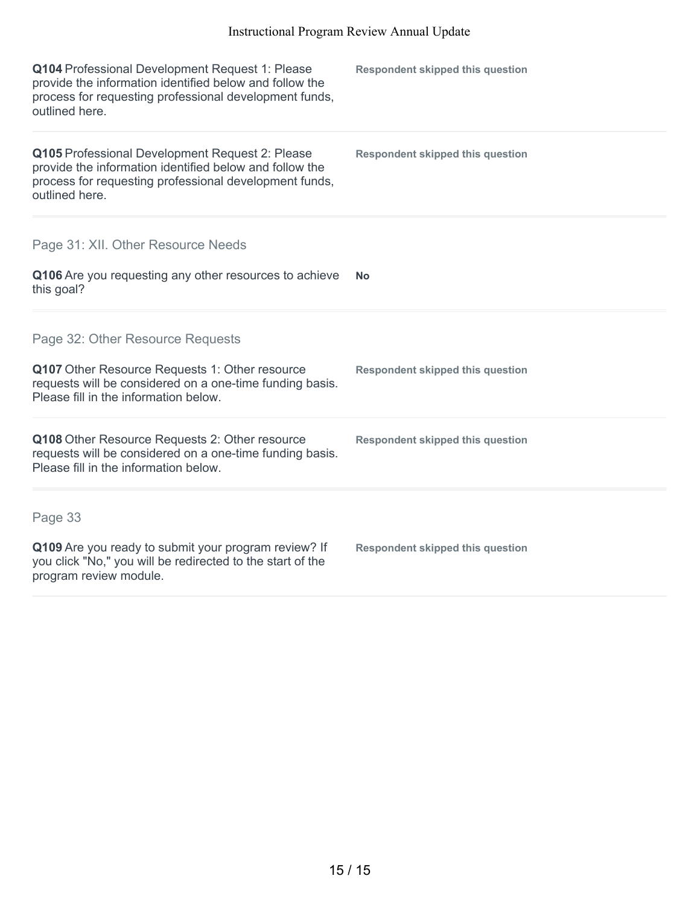**Q104** Professional Development Request 1: Please provide the information identified below and follow the process for requesting professional development funds, outlined here.

**Respondent skipped this question**

**Q105** Professional Development Request 2: Please provide the information identified below and follow the process for requesting professional development funds, outlined here.

**Respondent skipped this question**

## Page 31: XII. Other Resource Needs

**Q106** Are you requesting any other resources to achieve this goal?

**No**

## Page 32: Other Resource Requests

**Q107** Other Resource Requests 1: Other resource requests will be considered on a one-time funding basis. Please fill in the information below.

**Respondent skipped this question**

**Q108** Other Resource Requests 2: Other resource requests will be considered on a one-time funding basis. Please fill in the information below.

**Respondent skipped this question**

## Page 33

**Q109** Are you ready to submit your program review? If you click "No," you will be redirected to the start of the program review module.

**Respondent skipped this question**